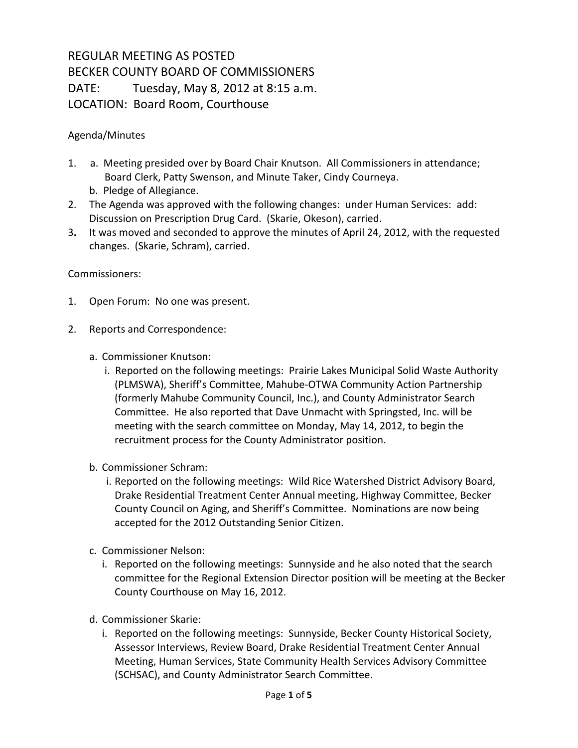# REGULAR MEETING AS POSTED
# BECKER COUNTY BOARD OF COMMISSIONERS
# DATE: Tuesday, May 8, 2012 at 8:15 a.m.
# LOCATION: Board Room, Courthouse

Agenda/Minutes

1. a. Meeting presided over by Board Chair Knutson. All Commissioners in attendance; Board Clerk, Patty Swenson, and Minute Taker, Cindy Courneya.
   b. Pledge of Allegiance.
2. The Agenda was approved with the following changes: under Human Services: add: Discussion on Prescription Drug Card. (Skarie, Okeson), carried.
3. It was moved and seconded to approve the minutes of April 24, 2012, with the requested changes. (Skarie, Schram), carried.

Commissioners:

1. Open Forum: No one was present.

2. Reports and Correspondence:

   a. Commissioner Knutson:
      i. Reported on the following meetings: Prairie Lakes Municipal Solid Waste Authority (PLMSWA), Sheriff's Committee, Mahube-OTWA Community Action Partnership (formerly Mahube Community Council, Inc.), and County Administrator Search Committee. He also reported that Dave Unmacht with Springsted, Inc. will be meeting with the search committee on Monday, May 14, 2012, to begin the recruitment process for the County Administrator position.

   b. Commissioner Schram:
      i. Reported on the following meetings: Wild Rice Watershed District Advisory Board, Drake Residential Treatment Center Annual meeting, Highway Committee, Becker County Council on Aging, and Sheriff's Committee. Nominations are now being accepted for the 2012 Outstanding Senior Citizen.

   c. Commissioner Nelson:
      i. Reported on the following meetings: Sunnyside and he also noted that the search committee for the Regional Extension Director position will be meeting at the Becker County Courthouse on May 16, 2012.

   d. Commissioner Skarie:
      i. Reported on the following meetings: Sunnyside, Becker County Historical Society, Assessor Interviews, Review Board, Drake Residential Treatment Center Annual Meeting, Human Services, State Community Health Services Advisory Committee (SCHSAC), and County Administrator Search Committee.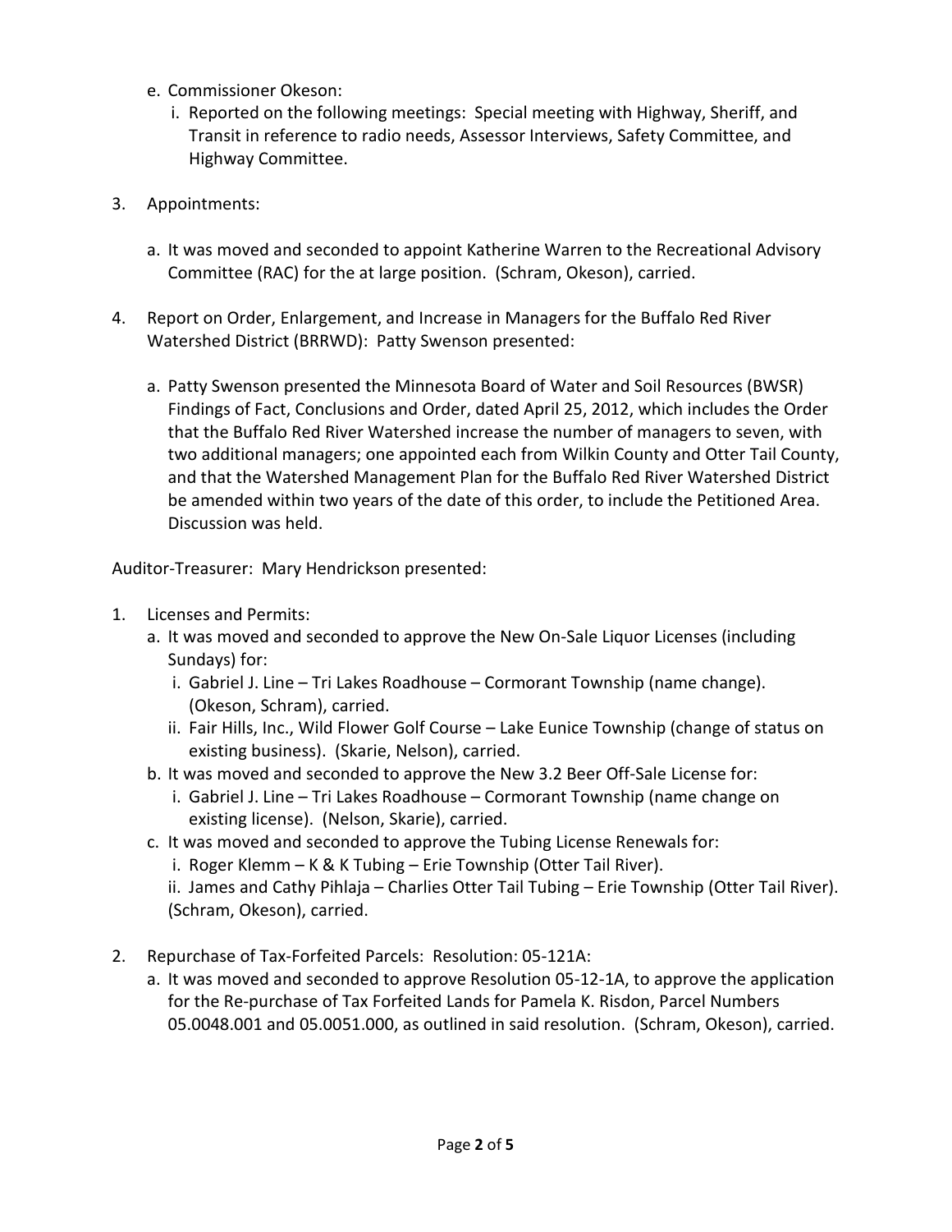e. Commissioner Okeson:
   i. Reported on the following meetings: Special meeting with Highway, Sheriff, and Transit in reference to radio needs, Assessor Interviews, Safety Committee, and Highway Committee.

3. Appointments:

   a. It was moved and seconded to appoint Katherine Warren to the Recreational Advisory Committee (RAC) for the at large position. (Schram, Okeson), carried.

4. Report on Order, Enlargement, and Increase in Managers for the Buffalo Red River Watershed District (BRRWD): Patty Swenson presented:

   a. Patty Swenson presented the Minnesota Board of Water and Soil Resources (BWSR) Findings of Fact, Conclusions and Order, dated April 25, 2012, which includes the Order that the Buffalo Red River Watershed increase the number of managers to seven, with two additional managers; one appointed each from Wilkin County and Otter Tail County, and that the Watershed Management Plan for the Buffalo Red River Watershed District be amended within two years of the date of this order, to include the Petitioned Area. Discussion was held.

Auditor-Treasurer: Mary Hendrickson presented:

1. Licenses and Permits:
   a. It was moved and seconded to approve the New On-Sale Liquor Licenses (including Sundays) for:
      i. Gabriel J. Line – Tri Lakes Roadhouse – Cormorant Township (name change). (Okeson, Schram), carried.
      ii. Fair Hills, Inc., Wild Flower Golf Course – Lake Eunice Township (change of status on existing business). (Skarie, Nelson), carried.
   b. It was moved and seconded to approve the New 3.2 Beer Off-Sale License for:
      i. Gabriel J. Line – Tri Lakes Roadhouse – Cormorant Township (name change on existing license). (Nelson, Skarie), carried.
   c. It was moved and seconded to approve the Tubing License Renewals for:
      i. Roger Klemm – K & K Tubing – Erie Township (Otter Tail River).
      ii. James and Cathy Pihlaja – Charlies Otter Tail Tubing – Erie Township (Otter Tail River). (Schram, Okeson), carried.

2. Repurchase of Tax-Forfeited Parcels: Resolution: 05-121A:
   a. It was moved and seconded to approve Resolution 05-12-1A, to approve the application for the Re-purchase of Tax Forfeited Lands for Pamela K. Risdon, Parcel Numbers 05.0048.001 and 05.0051.000, as outlined in said resolution. (Schram, Okeson), carried.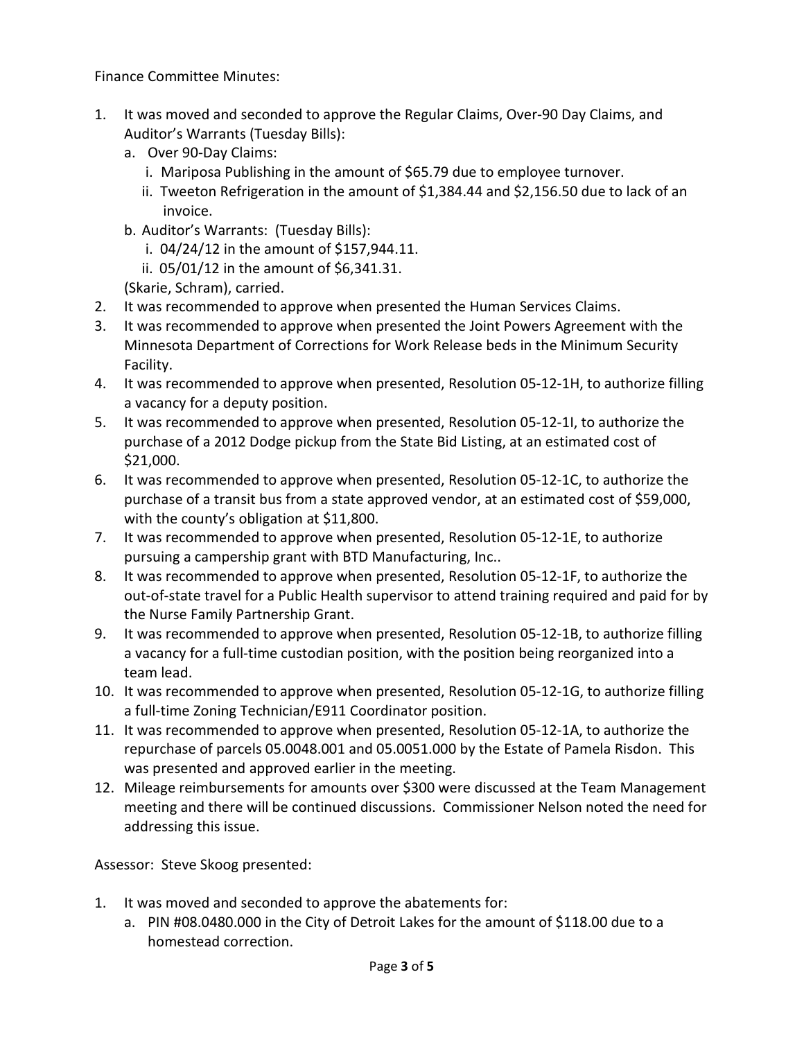Finance Committee Minutes:

1. It was moved and seconded to approve the Regular Claims, Over-90 Day Claims, and Auditor's Warrants (Tuesday Bills):
   a. Over 90-Day Claims:
      i. Mariposa Publishing in the amount of $65.79 due to employee turnover.
      ii. Tweeton Refrigeration in the amount of $1,384.44 and $2,156.50 due to lack of an invoice.
   b. Auditor's Warrants: (Tuesday Bills):
      i. 04/24/12 in the amount of $157,944.11.
      ii. 05/01/12 in the amount of $6,341.31.

   (Skarie, Schram), carried.
2. It was recommended to approve when presented the Human Services Claims.
3. It was recommended to approve when presented the Joint Powers Agreement with the Minnesota Department of Corrections for Work Release beds in the Minimum Security Facility.
4. It was recommended to approve when presented, Resolution 05-12-1H, to authorize filling a vacancy for a deputy position.
5. It was recommended to approve when presented, Resolution 05-12-1I, to authorize the purchase of a 2012 Dodge pickup from the State Bid Listing, at an estimated cost of $21,000.
6. It was recommended to approve when presented, Resolution 05-12-1C, to authorize the purchase of a transit bus from a state approved vendor, at an estimated cost of $59,000, with the county's obligation at $11,800.
7. It was recommended to approve when presented, Resolution 05-12-1E, to authorize pursuing a campership grant with BTD Manufacturing, Inc..
8. It was recommended to approve when presented, Resolution 05-12-1F, to authorize the out-of-state travel for a Public Health supervisor to attend training required and paid for by the Nurse Family Partnership Grant.
9. It was recommended to approve when presented, Resolution 05-12-1B, to authorize filling a vacancy for a full-time custodian position, with the position being reorganized into a team lead.
10. It was recommended to approve when presented, Resolution 05-12-1G, to authorize filling a full-time Zoning Technician/E911 Coordinator position.
11. It was recommended to approve when presented, Resolution 05-12-1A, to authorize the repurchase of parcels 05.0048.001 and 05.0051.000 by the Estate of Pamela Risdon. This was presented and approved earlier in the meeting.
12. Mileage reimbursements for amounts over $300 were discussed at the Team Management meeting and there will be continued discussions. Commissioner Nelson noted the need for addressing this issue.

Assessor: Steve Skoog presented:

1. It was moved and seconded to approve the abatements for:
   a. PIN #08.0480.000 in the City of Detroit Lakes for the amount of $118.00 due to a homestead correction.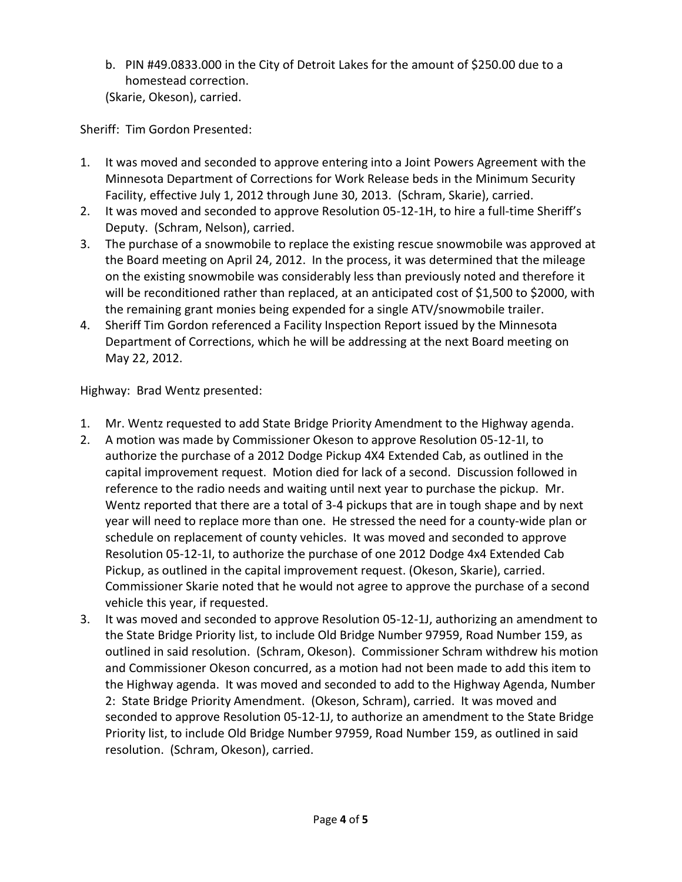b. PIN #49.0833.000 in the City of Detroit Lakes for the amount of $250.00 due to a homestead correction.

(Skarie, Okeson), carried.

Sheriff: Tim Gordon Presented:

1. It was moved and seconded to approve entering into a Joint Powers Agreement with the Minnesota Department of Corrections for Work Release beds in the Minimum Security Facility, effective July 1, 2012 through June 30, 2013. (Schram, Skarie), carried.
2. It was moved and seconded to approve Resolution 05-12-1H, to hire a full-time Sheriff's Deputy. (Schram, Nelson), carried.
3. The purchase of a snowmobile to replace the existing rescue snowmobile was approved at the Board meeting on April 24, 2012. In the process, it was determined that the mileage on the existing snowmobile was considerably less than previously noted and therefore it will be reconditioned rather than replaced, at an anticipated cost of $1,500 to $2000, with the remaining grant monies being expended for a single ATV/snowmobile trailer.
4. Sheriff Tim Gordon referenced a Facility Inspection Report issued by the Minnesota Department of Corrections, which he will be addressing at the next Board meeting on May 22, 2012.

Highway: Brad Wentz presented:

1. Mr. Wentz requested to add State Bridge Priority Amendment to the Highway agenda.
2. A motion was made by Commissioner Okeson to approve Resolution 05-12-1I, to authorize the purchase of a 2012 Dodge Pickup 4X4 Extended Cab, as outlined in the capital improvement request. Motion died for lack of a second. Discussion followed in reference to the radio needs and waiting until next year to purchase the pickup. Mr. Wentz reported that there are a total of 3-4 pickups that are in tough shape and by next year will need to replace more than one. He stressed the need for a county-wide plan or schedule on replacement of county vehicles. It was moved and seconded to approve Resolution 05-12-1I, to authorize the purchase of one 2012 Dodge 4x4 Extended Cab Pickup, as outlined in the capital improvement request. (Okeson, Skarie), carried. Commissioner Skarie noted that he would not agree to approve the purchase of a second vehicle this year, if requested.
3. It was moved and seconded to approve Resolution 05-12-1J, authorizing an amendment to the State Bridge Priority list, to include Old Bridge Number 97959, Road Number 159, as outlined in said resolution. (Schram, Okeson). Commissioner Schram withdrew his motion and Commissioner Okeson concurred, as a motion had not been made to add this item to the Highway agenda. It was moved and seconded to add to the Highway Agenda, Number 2: State Bridge Priority Amendment. (Okeson, Schram), carried. It was moved and seconded to approve Resolution 05-12-1J, to authorize an amendment to the State Bridge Priority list, to include Old Bridge Number 97959, Road Number 159, as outlined in said resolution. (Schram, Okeson), carried.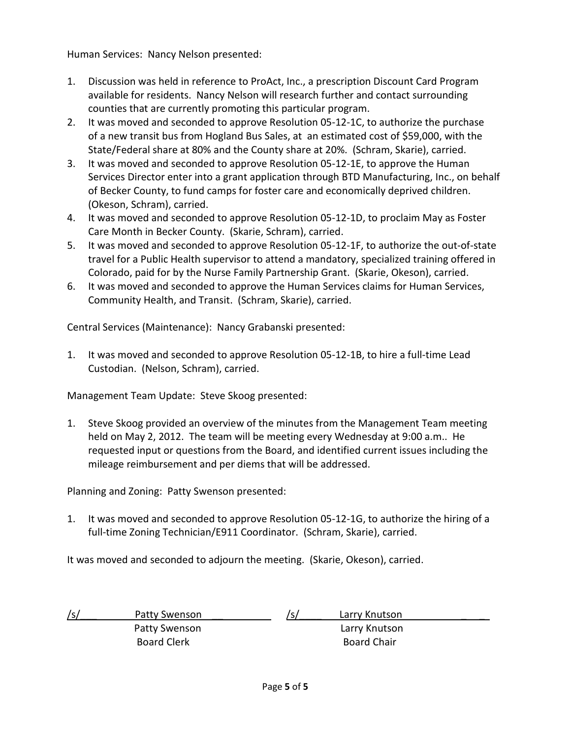Human Services: Nancy Nelson presented:

1. Discussion was held in reference to ProAct, Inc., a prescription Discount Card Program available for residents. Nancy Nelson will research further and contact surrounding counties that are currently promoting this particular program.
2. It was moved and seconded to approve Resolution 05-12-1C, to authorize the purchase of a new transit bus from Hogland Bus Sales, at an estimated cost of $59,000, with the State/Federal share at 80% and the County share at 20%. (Schram, Skarie), carried.
3. It was moved and seconded to approve Resolution 05-12-1E, to approve the Human Services Director enter into a grant application through BTD Manufacturing, Inc., on behalf of Becker County, to fund camps for foster care and economically deprived children. (Okeson, Schram), carried.
4. It was moved and seconded to approve Resolution 05-12-1D, to proclaim May as Foster Care Month in Becker County. (Skarie, Schram), carried.
5. It was moved and seconded to approve Resolution 05-12-1F, to authorize the out-of-state travel for a Public Health supervisor to attend a mandatory, specialized training offered in Colorado, paid for by the Nurse Family Partnership Grant. (Skarie, Okeson), carried.
6. It was moved and seconded to approve the Human Services claims for Human Services, Community Health, and Transit. (Schram, Skarie), carried.

Central Services (Maintenance): Nancy Grabanski presented:

1. It was moved and seconded to approve Resolution 05-12-1B, to hire a full-time Lead Custodian. (Nelson, Schram), carried.

Management Team Update: Steve Skoog presented:

1. Steve Skoog provided an overview of the minutes from the Management Team meeting held on May 2, 2012. The team will be meeting every Wednesday at 9:00 a.m.. He requested input or questions from the Board, and identified current issues including the mileage reimbursement and per diems that will be addressed.

Planning and Zoning: Patty Swenson presented:

1. It was moved and seconded to approve Resolution 05-12-1G, to authorize the hiring of a full-time Zoning Technician/E911 Coordinator. (Schram, Skarie), carried.

It was moved and seconded to adjourn the meeting. (Skarie, Okeson), carried.

/s/ Patty Swenson
Patty Swenson
Board Clerk

/s/ Larry Knutson
Larry Knutson
Board Chair